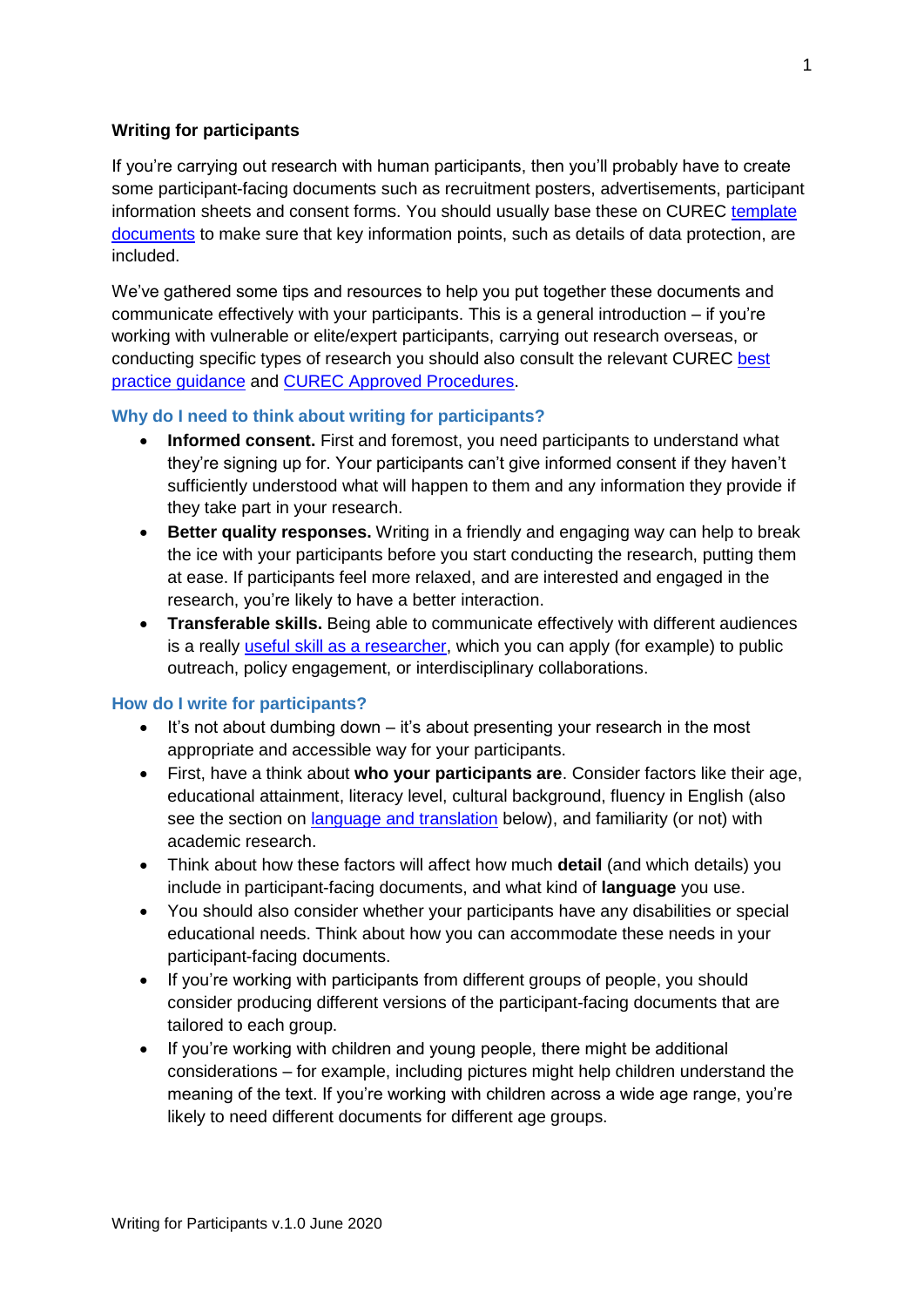**Writing for participants**

If you're carrying out research with human participants, then you'll probably have to create some participant-facing documents such as recruitment posters, advertisements, participant information sheets and consent forms. You should usually base these on CUREC template documents to make sure that key information points, such as details of data protection, are included.

We've gathered some tips and resources to help you put together these documents and communicate effectively with your participants. This is a general introduction – if you're working with vulnerable or elite/expert participants, carrying out research overseas, or conducting specific types of research you should also consult the relevant CUREC best practice guidance and CUREC Approved Procedures.

### Why do I need to think about writing for participants?

- **Informed consent.** First and foremost, you need participants to understand what they're signing up for. Your participants can't give informed consent if they haven't sufficiently understood what will happen to them and any information they provide if they take part in your research.
- **Better quality responses.** Writing in a friendly and engaging way can help to break the ice with your participants before you start conducting the research, putting them at ease. If participants feel more relaxed, and are interested and engaged in the research, you're likely to have a better interaction.
- **Transferable skills.** Being able to communicate effectively with different audiences is a really useful skill as a researcher, which you can apply (for example) to public outreach, policy engagement, or interdisciplinary collaborations.

### How do I write for participants?

- It's not about dumbing down – it's about presenting your research in the most appropriate and accessible way for your participants.
- First, have a think about **who your participants are**. Consider factors like their age, educational attainment, literacy level, cultural background, fluency in English (also see the section on language and translation below), and familiarity (or not) with academic research.
- Think about how these factors will affect how much **detail** (and which details) you include in participant-facing documents, and what kind of **language** you use.
- You should also consider whether your participants have any disabilities or special educational needs. Think about how you can accommodate these needs in your participant-facing documents.
- If you're working with participants from different groups of people, you should consider producing different versions of the participant-facing documents that are tailored to each group.
- If you're working with children and young people, there might be additional considerations – for example, including pictures might help children understand the meaning of the text. If you're working with children across a wide age range, you're likely to need different documents for different age groups.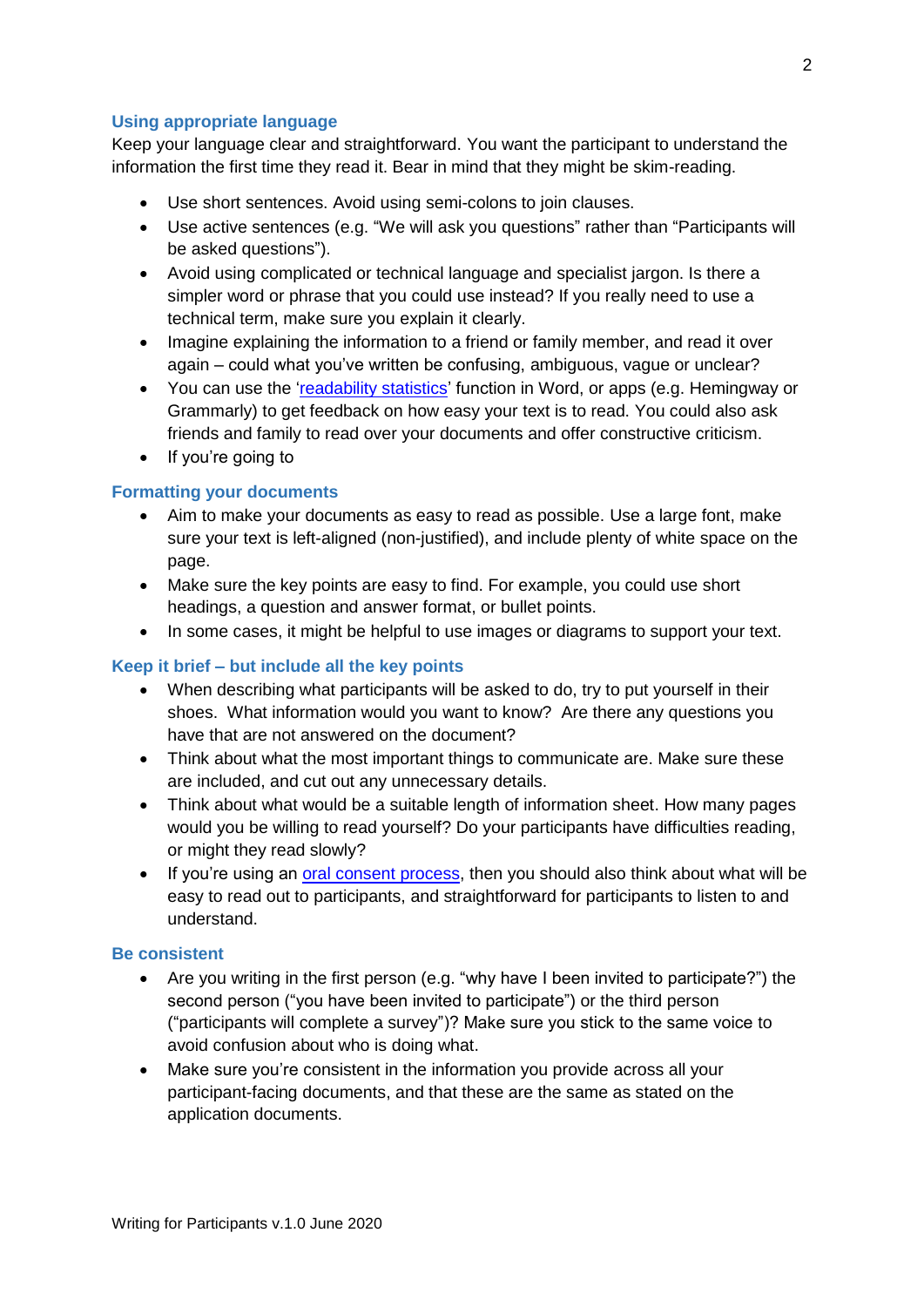### Using appropriate language

Keep your language clear and straightforward. You want the participant to understand the information the first time they read it. Bear in mind that they might be skim-reading.

- Use short sentences. Avoid using semi-colons to join clauses.
- Use active sentences (e.g. "We will ask you questions" rather than "Participants will be asked questions").
- Avoid using complicated or technical language and specialist jargon. Is there a simpler word or phrase that you could use instead? If you really need to use a technical term, make sure you explain it clearly.
- Imagine explaining the information to a friend or family member, and read it over again – could what you've written be confusing, ambiguous, vague or unclear?
- You can use the '[readability statistics]' function in Word, or apps (e.g. Hemingway or Grammarly) to get feedback on how easy your text is to read. You could also ask friends and family to read over your documents and offer constructive criticism.
- If you're going to

### Formatting your documents

- Aim to make your documents as easy to read as possible. Use a large font, make sure your text is left-aligned (non-justified), and include plenty of white space on the page.
- Make sure the key points are easy to find. For example, you could use short headings, a question and answer format, or bullet points.
- In some cases, it might be helpful to use images or diagrams to support your text.

### Keep it brief – but include all the key points

- When describing what participants will be asked to do, try to put yourself in their shoes. What information would you want to know? Are there any questions you have that are not answered on the document?
- Think about what the most important things to communicate are. Make sure these are included, and cut out any unnecessary details.
- Think about what would be a suitable length of information sheet. How many pages would you be willing to read yourself? Do your participants have difficulties reading, or might they read slowly?
- If you're using an [oral consent process], then you should also think about what will be easy to read out to participants, and straightforward for participants to listen to and understand.

### Be consistent

- Are you writing in the first person (e.g. "why have I been invited to participate?") the second person ("you have been invited to participate") or the third person ("participants will complete a survey")? Make sure you stick to the same voice to avoid confusion about who is doing what.
- Make sure you're consistent in the information you provide across all your participant-facing documents, and that these are the same as stated on the application documents.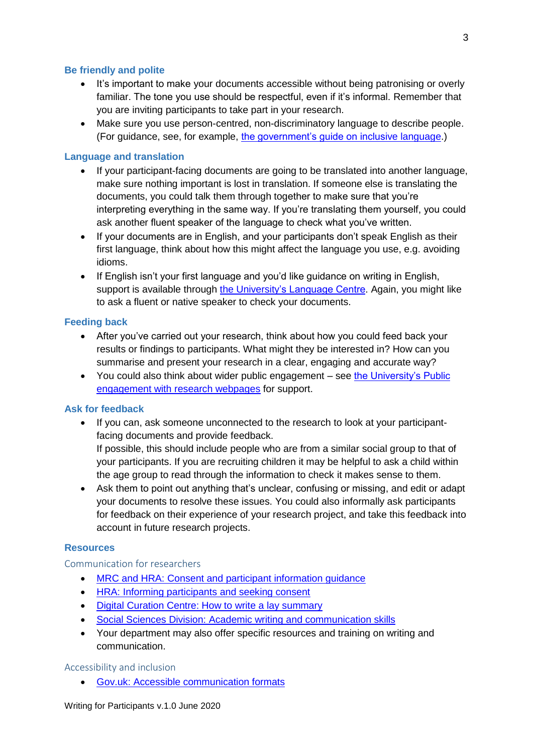### Be friendly and polite

- It's important to make your documents accessible without being patronising or overly familiar. The tone you use should be respectful, even if it's informal. Remember that you are inviting participants to take part in your research.
- Make sure you use person-centred, non-discriminatory language to describe people. (For guidance, see, for example, [the government's guide on inclusive language](#).)

### Language and translation

- If your participant-facing documents are going to be translated into another language, make sure nothing important is lost in translation. If someone else is translating the documents, you could talk them through together to make sure that you're interpreting everything in the same way. If you're translating them yourself, you could ask another fluent speaker of the language to check what you've written.
- If your documents are in English, and your participants don't speak English as their first language, think about how this might affect the language you use, e.g. avoiding idioms.
- If English isn't your first language and you'd like guidance on writing in English, support is available through [the University's Language Centre](#). Again, you might like to ask a fluent or native speaker to check your documents.

### Feeding back

- After you've carried out your research, think about how you could feed back your results or findings to participants. What might they be interested in? How can you summarise and present your research in a clear, engaging and accurate way?
- You could also think about wider public engagement – see [the University's Public engagement with research webpages](#) for support.

### Ask for feedback

- If you can, ask someone unconnected to the research to look at your participant-facing documents and provide feedback.
  If possible, this should include people who are from a similar social group to that of your participants. If you are recruiting children it may be helpful to ask a child within the age group to read through the information to check it makes sense to them.
- Ask them to point out anything that's unclear, confusing or missing, and edit or adapt your documents to resolve these issues. You could also informally ask participants for feedback on their experience of your research project, and take this feedback into account in future research projects.

### Resources

#### Communication for researchers

- [MRC and HRA: Consent and participant information guidance](#)
- [HRA: Informing participants and seeking consent](#)
- [Digital Curation Centre: How to write a lay summary](#)
- [Social Sciences Division: Academic writing and communication skills](#)
- Your department may also offer specific resources and training on writing and communication.

#### Accessibility and inclusion

- [Gov.uk: Accessible communication formats](#)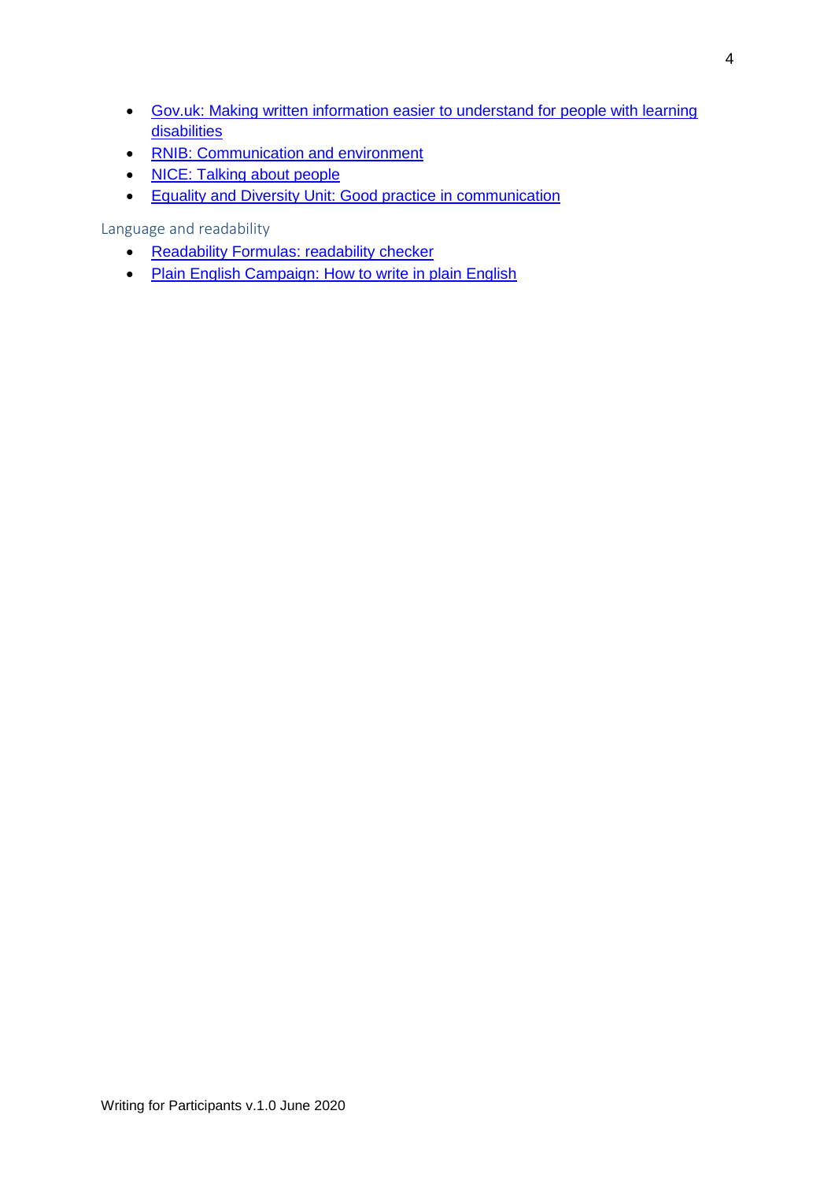- Gov.uk: Making written information easier to understand for people with learning disabilities
- RNIB: Communication and environment
- NICE: Talking about people
- Equality and Diversity Unit: Good practice in communication

### Language and readability

- Readability Formulas: readability checker
- Plain English Campaign: How to write in plain English